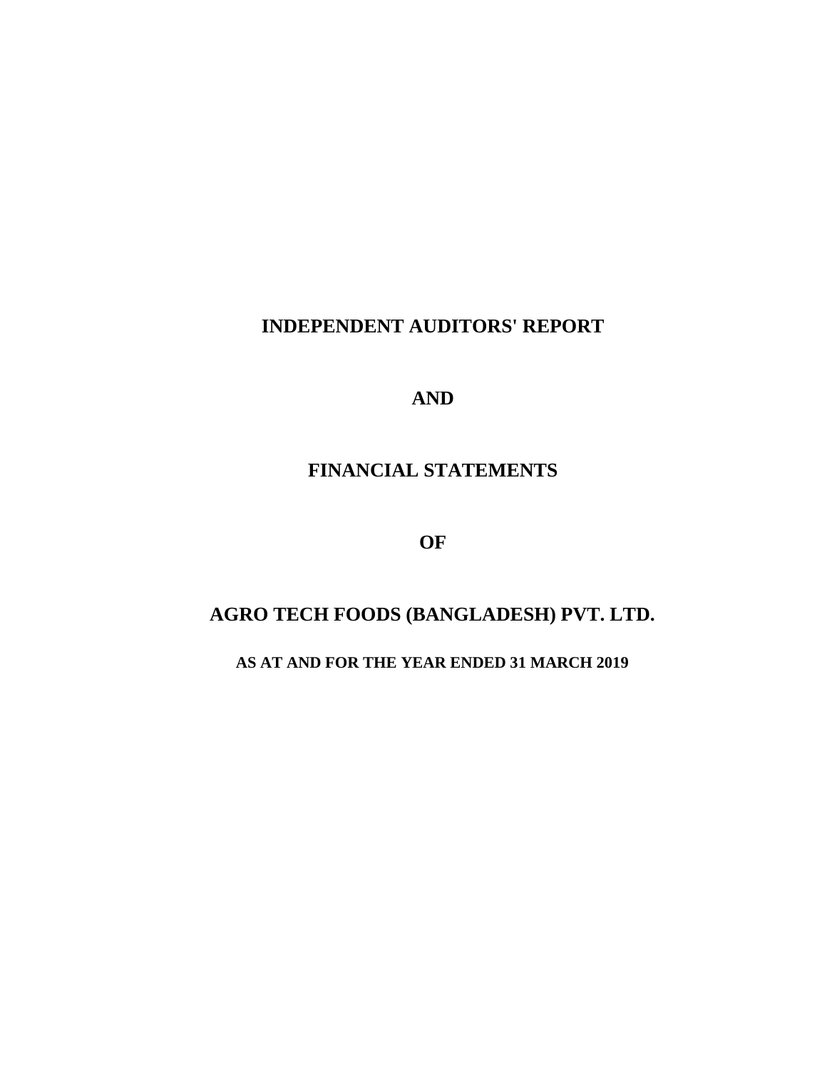# INDEPENDENT AUDITORS' REPORT

# AND

# FINANCIAL STATEMENTS

# OF

# AGRO TECH FOODS (BANGLADESH) PVT. LTD.

**AS AT AND FOR THE YEAR ENDED 31 MARCH 2019**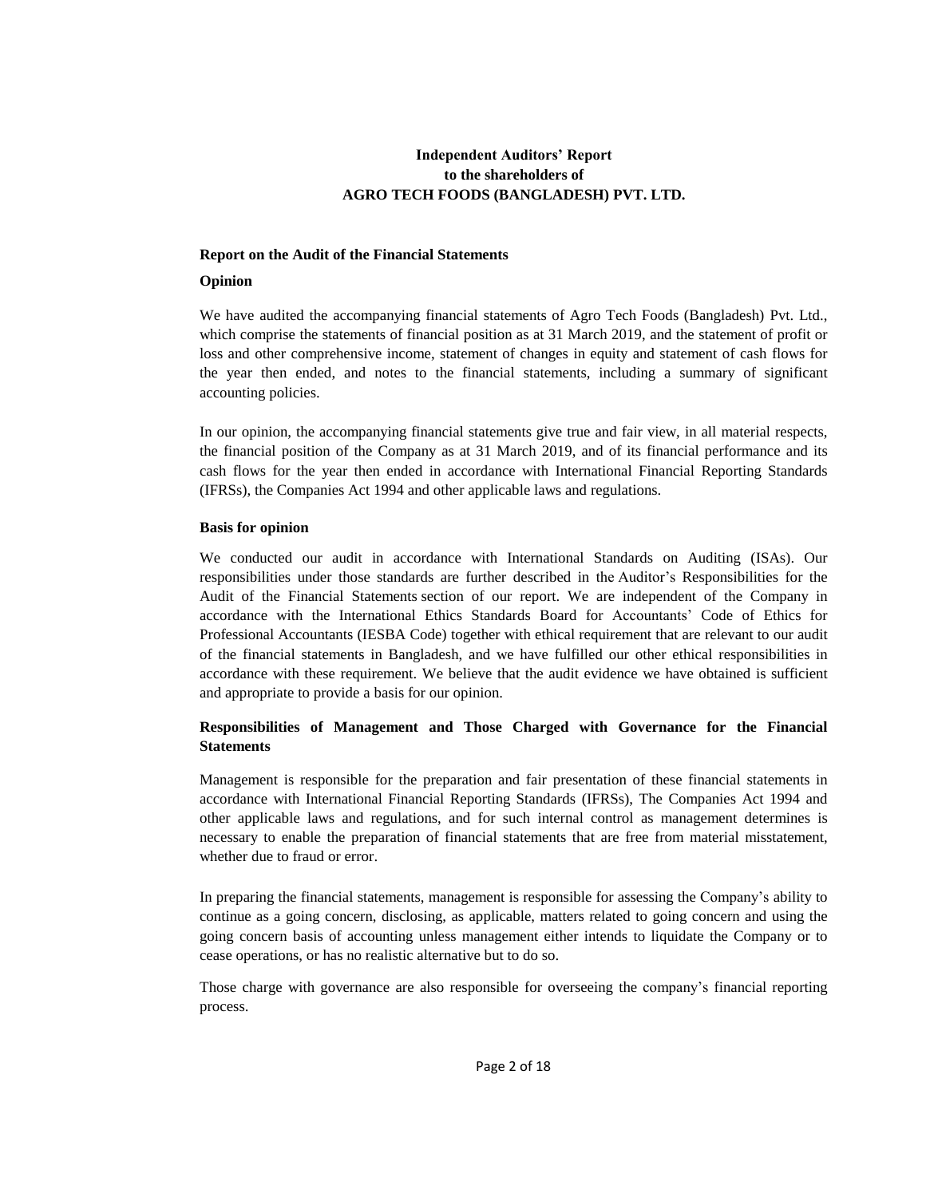**Independent Auditors' Report**
**to the shareholders of**
**AGRO TECH FOODS (BANGLADESH) PVT. LTD.**

**Report on the Audit of the Financial Statements**

**Opinion**

We have audited the accompanying financial statements of Agro Tech Foods (Bangladesh) Pvt. Ltd., which comprise the statements of financial position as at 31 March 2019, and the statement of profit or loss and other comprehensive income, statement of changes in equity and statement of cash flows for the year then ended, and notes to the financial statements, including a summary of significant accounting policies.

In our opinion, the accompanying financial statements give true and fair view, in all material respects, the financial position of the Company as at 31 March 2019, and of its financial performance and its cash flows for the year then ended in accordance with International Financial Reporting Standards (IFRSs), the Companies Act 1994 and other applicable laws and regulations.

**Basis for opinion**

We conducted our audit in accordance with International Standards on Auditing (ISAs). Our responsibilities under those standards are further described in the Auditor's Responsibilities for the Audit of the Financial Statements section of our report. We are independent of the Company in accordance with the International Ethics Standards Board for Accountants' Code of Ethics for Professional Accountants (IESBA Code) together with ethical requirement that are relevant to our audit of the financial statements in Bangladesh, and we have fulfilled our other ethical responsibilities in accordance with these requirement. We believe that the audit evidence we have obtained is sufficient and appropriate to provide a basis for our opinion.

**Responsibilities of Management and Those Charged with Governance for the Financial Statements**

Management is responsible for the preparation and fair presentation of these financial statements in accordance with International Financial Reporting Standards (IFRSs), The Companies Act 1994 and other applicable laws and regulations, and for such internal control as management determines is necessary to enable the preparation of financial statements that are free from material misstatement, whether due to fraud or error.

In preparing the financial statements, management is responsible for assessing the Company's ability to continue as a going concern, disclosing, as applicable, matters related to going concern and using the going concern basis of accounting unless management either intends to liquidate the Company or to cease operations, or has no realistic alternative but to do so.

Those charge with governance are also responsible for overseeing the company's financial reporting process.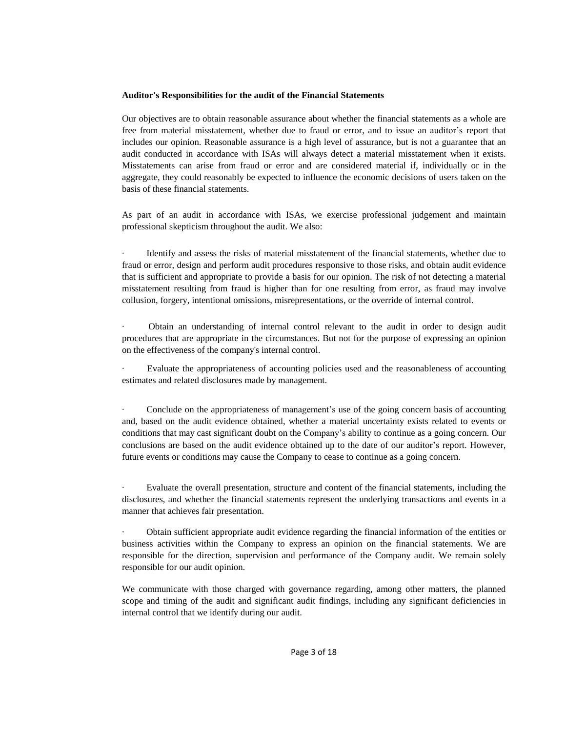**Auditor's Responsibilities for the audit of the Financial Statements**

Our objectives are to obtain reasonable assurance about whether the financial statements as a whole are free from material misstatement, whether due to fraud or error, and to issue an auditor's report that includes our opinion. Reasonable assurance is a high level of assurance, but is not a guarantee that an audit conducted in accordance with ISAs will always detect a material misstatement when it exists. Misstatements can arise from fraud or error and are considered material if, individually or in the aggregate, they could reasonably be expected to influence the economic decisions of users taken on the basis of these financial statements.

As part of an audit in accordance with ISAs, we exercise professional judgement and maintain professional skepticism throughout the audit. We also:

- Identify and assess the risks of material misstatement of the financial statements, whether due to fraud or error, design and perform audit procedures responsive to those risks, and obtain audit evidence that is sufficient and appropriate to provide a basis for our opinion. The risk of not detecting a material misstatement resulting from fraud is higher than for one resulting from error, as fraud may involve collusion, forgery, intentional omissions, misrepresentations, or the override of internal control.

- Obtain an understanding of internal control relevant to the audit in order to design audit procedures that are appropriate in the circumstances. But not for the purpose of expressing an opinion on the effectiveness of the company's internal control.

- Evaluate the appropriateness of accounting policies used and the reasonableness of accounting estimates and related disclosures made by management.

- Conclude on the appropriateness of management's use of the going concern basis of accounting and, based on the audit evidence obtained, whether a material uncertainty exists related to events or conditions that may cast significant doubt on the Company's ability to continue as a going concern. Our conclusions are based on the audit evidence obtained up to the date of our auditor's report. However, future events or conditions may cause the Company to cease to continue as a going concern.

- Evaluate the overall presentation, structure and content of the financial statements, including the disclosures, and whether the financial statements represent the underlying transactions and events in a manner that achieves fair presentation.

- Obtain sufficient appropriate audit evidence regarding the financial information of the entities or business activities within the Company to express an opinion on the financial statements. We are responsible for the direction, supervision and performance of the Company audit. We remain solely responsible for our audit opinion.

We communicate with those charged with governance regarding, among other matters, the planned scope and timing of the audit and significant audit findings, including any significant deficiencies in internal control that we identify during our audit.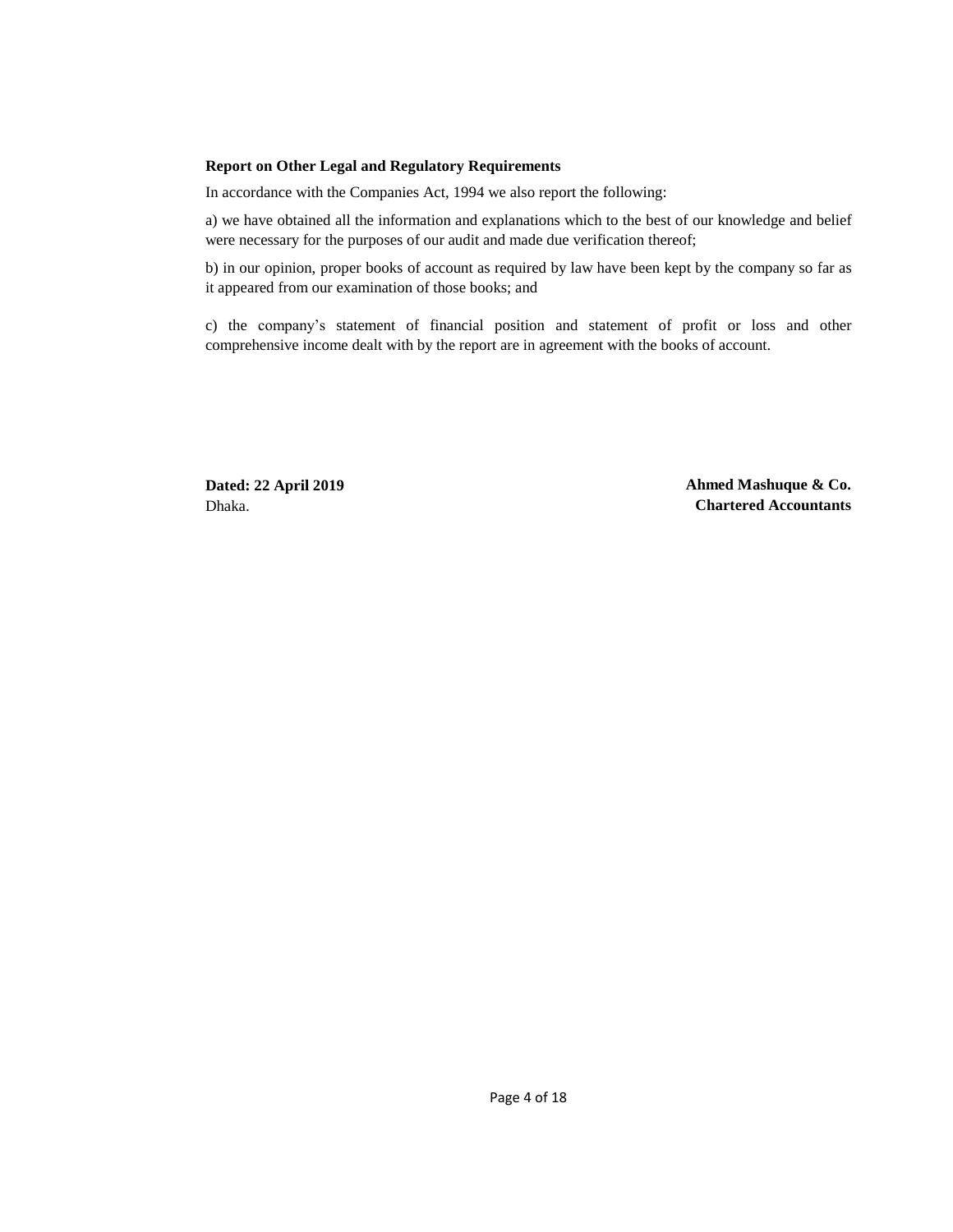**Report on Other Legal and Regulatory Requirements**

In accordance with the Companies Act, 1994 we also report the following:

a) we have obtained all the information and explanations which to the best of our knowledge and belief were necessary for the purposes of our audit and made due verification thereof;

b) in our opinion, proper books of account as required by law have been kept by the company so far as it appeared from our examination of those books; and

c) the company's statement of financial position and statement of profit or loss and other comprehensive income dealt with by the report are in agreement with the books of account.

**Dated: 22 April 2019**
Dhaka.

**Ahmed Mashuque & Co.**
**Chartered Accountants**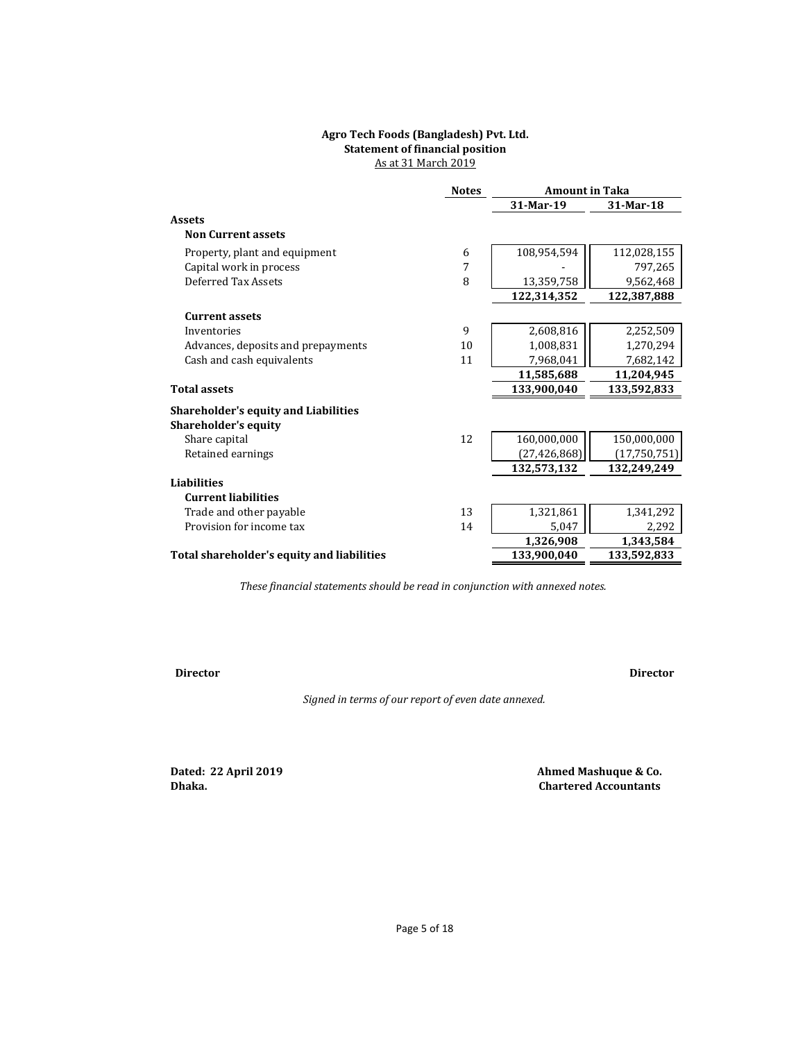**Agro Tech Foods (Bangladesh) Pvt. Ltd.**
**Statement of financial position**
As at 31 March 2019

| | Notes | Amount in Taka | |
|---|---|---|---|
| | | **31-Mar-19** | **31-Mar-18** |
| **Assets** | | | |
| **Non Current assets** | | | |
| Property, plant and equipment | 6 | 108,954,594 | 112,028,155 |
| Capital work in process | 7 | - | 797,265 |
| Deferred Tax Assets | 8 | 13,359,758 | 9,562,468 |
| | | **122,314,352** | **122,387,888** |
| **Current assets** | | | |
| Inventories | 9 | 2,608,816 | 2,252,509 |
| Advances, deposits and prepayments | 10 | 1,008,831 | 1,270,294 |
| Cash and cash equivalents | 11 | 7,968,041 | 7,682,142 |
| | | **11,585,688** | **11,204,945** |
| **Total assets** | | **133,900,040** | **133,592,833** |
| **Shareholder's equity and Liabilities** | | | |
| **Shareholder's equity** | | | |
| Share capital | 12 | 160,000,000 | 150,000,000 |
| Retained earnings | | (27,426,868) | (17,750,751) |
| | | **132,573,132** | **132,249,249** |
| **Liabilities** | | | |
| **Current liabilities** | | | |
| Trade and other payable | 13 | 1,321,861 | 1,341,292 |
| Provision for income tax | 14 | 5,047 | 2,292 |
| | | **1,326,908** | **1,343,584** |
| **Total shareholder's equity and liabilities** | | **133,900,040** | **133,592,833** |

*These financial statements should be read in conjunction with annexed notes.*

**Director** **Director**

*Signed in terms of our report of even date annexed.*

**Dated: 22 April 2019**
**Dhaka.**

**Ahmed Mashuque & Co.**
**Chartered Accountants**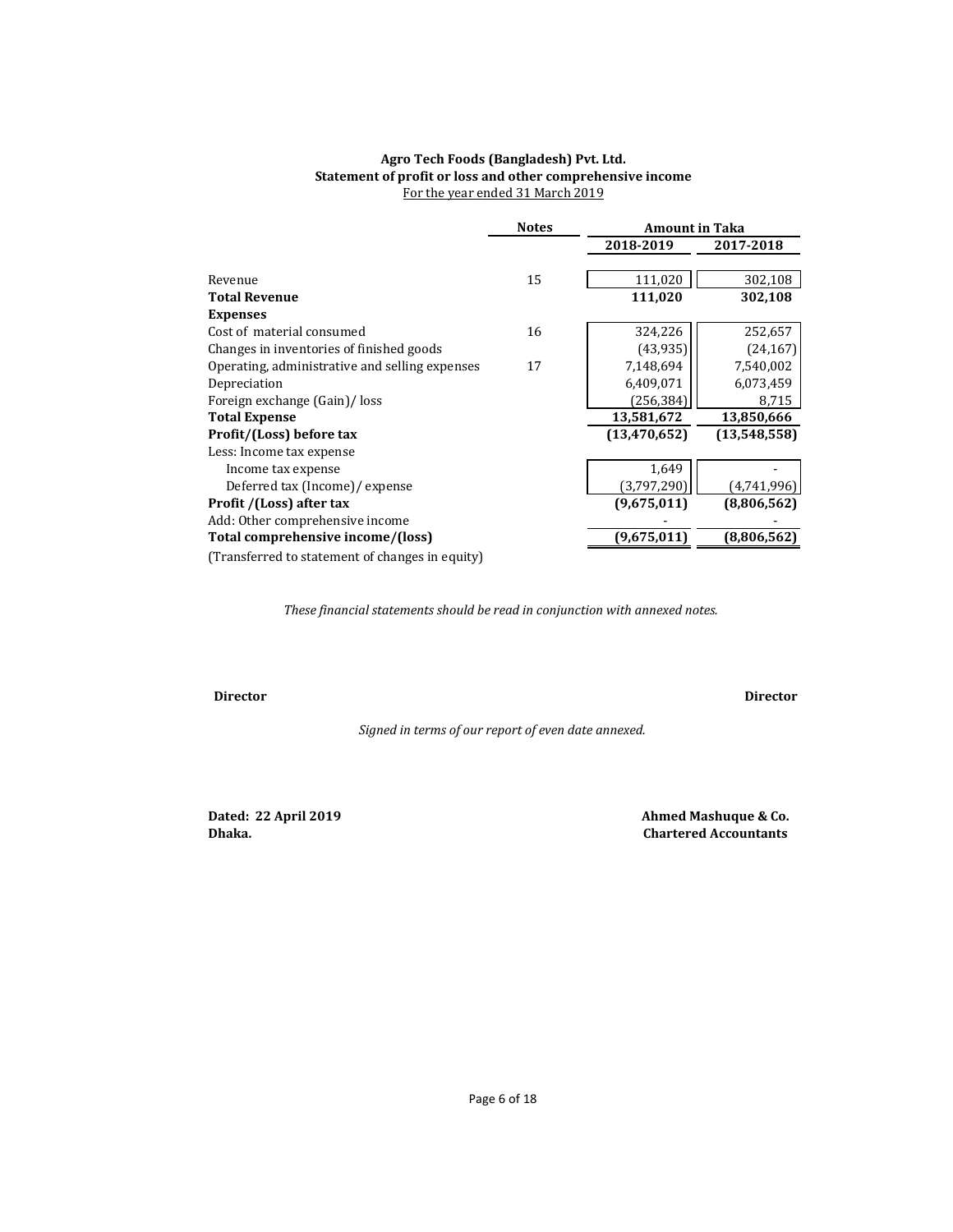**Agro Tech Foods (Bangladesh) Pvt. Ltd.**
**Statement of profit or loss and other comprehensive income**
For the year ended 31 March 2019

| | Notes | Amount in Taka | |
|---|---|---|---|
| | | **2018-2019** | **2017-2018** |
| Revenue | 15 | 111,020 | 302,108 |
| **Total Revenue** | | **111,020** | **302,108** |
| **Expenses** | | | |
| Cost of material consumed | 16 | 324,226 | 252,657 |
| Changes in inventories of finished goods | | (43,935) | (24,167) |
| Operating, administrative and selling expenses | 17 | 7,148,694 | 7,540,002 |
| Depreciation | | 6,409,071 | 6,073,459 |
| Foreign exchange (Gain)/ loss | | (256,384) | 8,715 |
| **Total Expense** | | **13,581,672** | **13,850,666** |
| **Profit/(Loss) before tax** | | **(13,470,652)** | **(13,548,558)** |
| Less: Income tax expense | | | |
| Income tax expense | | 1,649 | - |
| Deferred tax (Income)/ expense | | (3,797,290) | (4,741,996) |
| **Profit /(Loss) after tax** | | **(9,675,011)** | **(8,806,562)** |
| Add: Other comprehensive income | | - | - |
| **Total comprehensive income/(loss)** | | **(9,675,011)** | **(8,806,562)** |
| (Transferred to statement of changes in equity) | | | |

*These financial statements should be read in conjunction with annexed notes.*

**Director** **Director**

*Signed in terms of our report of even date annexed.*

**Dated: 22 April 2019**
**Dhaka.**

**Ahmed Mashuque & Co.**
**Chartered Accountants**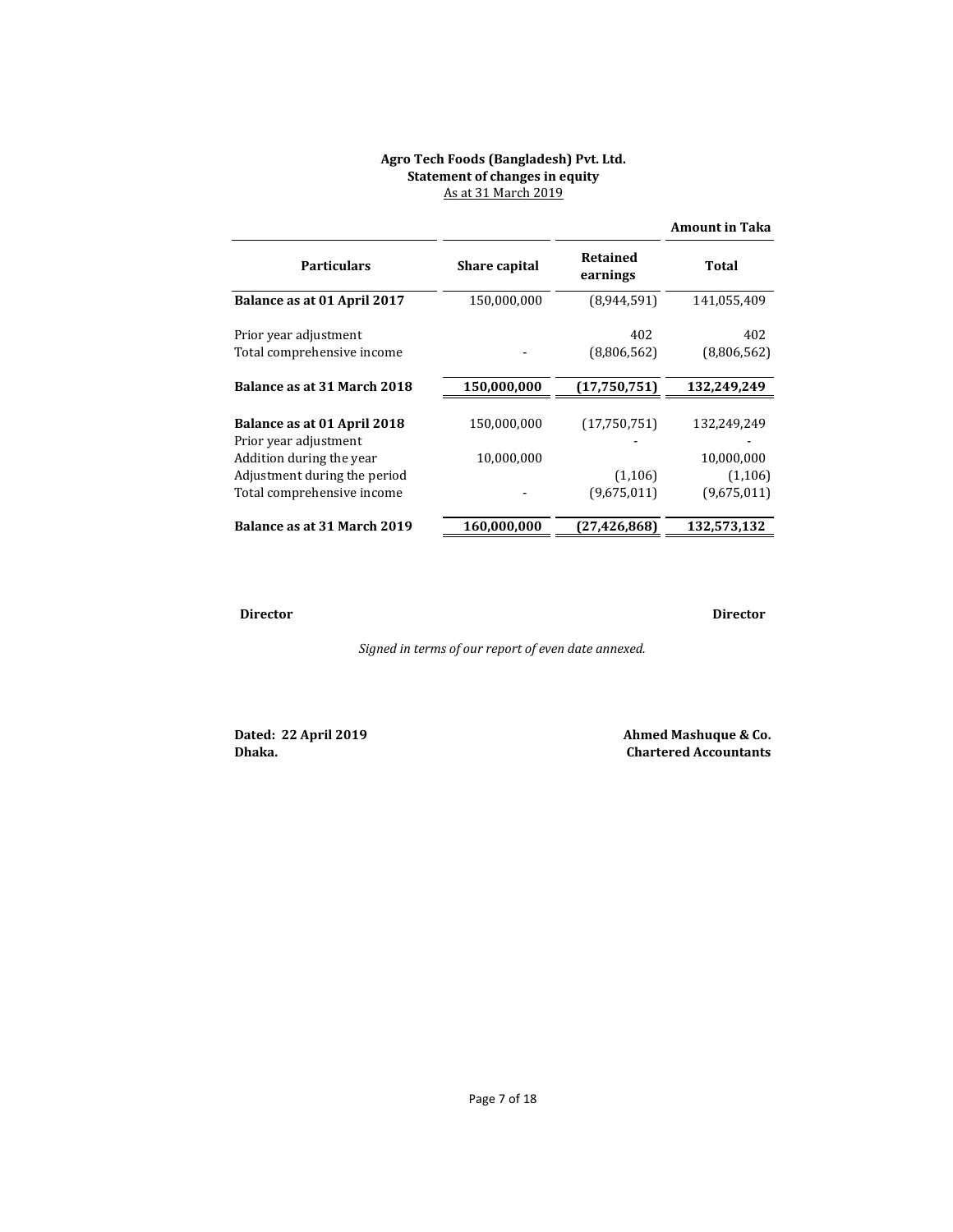**Agro Tech Foods (Bangladesh) Pvt. Ltd.**
**Statement of changes in equity**
As at 31 March 2019

**Amount in Taka**

| Particulars | Share capital | Retained earnings | Total |
|---|---|---|---|
| **Balance as at 01 April 2017** | 150,000,000 | (8,944,591) | 141,055,409 |
| Prior year adjustment | | 402 | 402 |
| Total comprehensive income | - | (8,806,562) | (8,806,562) |
| **Balance as at 31 March 2018** | **150,000,000** | **(17,750,751)** | **132,249,249** |
| **Balance as at 01 April 2018** | 150,000,000 | (17,750,751) | 132,249,249 |
| Prior year adjustment | | - | - |
| Addition during the year | 10,000,000 | | 10,000,000 |
| Adjustment during the period | | (1,106) | (1,106) |
| Total comprehensive income | - | (9,675,011) | (9,675,011) |
| **Balance as at 31 March 2019** | **160,000,000** | **(27,426,868)** | **132,573,132** |

**Director** **Director**

*Signed in terms of our report of even date annexed.*

**Dated: 22 April 2019**
**Dhaka.**

**Ahmed Mashuque & Co.**
**Chartered Accountants**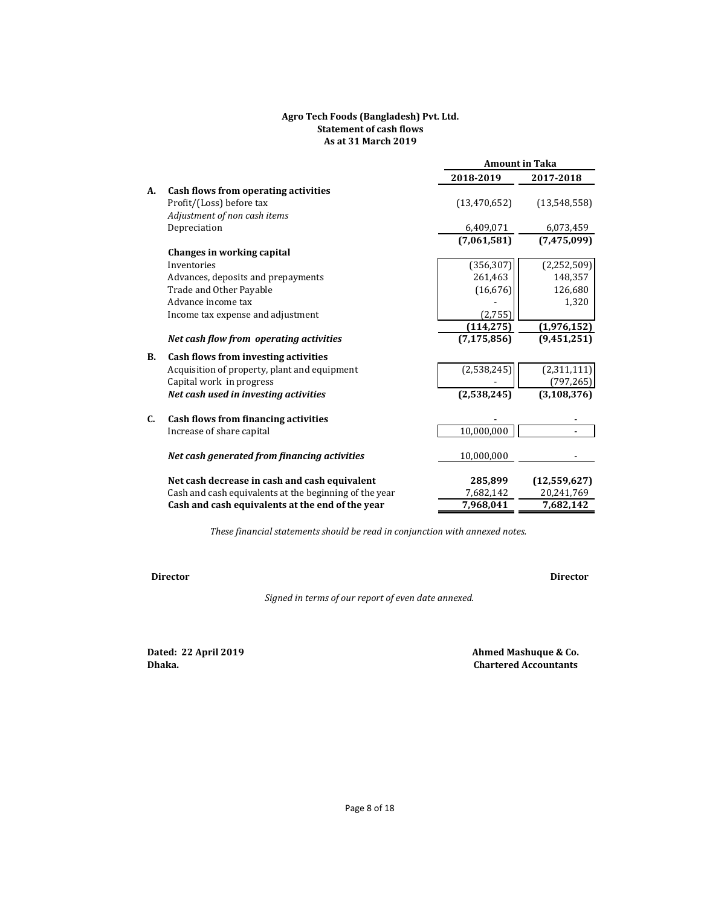**Agro Tech Foods (Bangladesh) Pvt. Ltd.**
**Statement of cash flows**
**As at 31 March 2019**

| | | Amount in Taka | |
|---|---|---|---|
| | | **2018-2019** | **2017-2018** |
| **A.** | **Cash flows from operating activities** | | |
| | Profit/(Loss) before tax | (13,470,652) | (13,548,558) |
| | *Adjustment of non cash items* | | |
| | Depreciation | 6,409,071 | 6,073,459 |
| | | **(7,061,581)** | **(7,475,099)** |
| | **Changes in working capital** | | |
| | Inventories | (356,307) | (2,252,509) |
| | Advances, deposits and prepayments | 261,463 | 148,357 |
| | Trade and Other Payable | (16,676) | 126,680 |
| | Advance income tax | - | 1,320 |
| | Income tax expense and adjustment | (2,755) | |
| | | **(114,275)** | **(1,976,152)** |
| | ***Net cash flow from operating activities*** | **(7,175,856)** | **(9,451,251)** |
| **B.** | **Cash flows from investing activities** | | |
| | Acquisition of property, plant and equipment | (2,538,245) | (2,311,111) |
| | Capital work in progress | - | (797,265) |
| | ***Net cash used in investing activities*** | **(2,538,245)** | **(3,108,376)** |
| **C.** | **Cash flows from financing activities** | - | - |
| | Increase of share capital | 10,000,000 | - |
| | ***Net cash generated from financing activities*** | 10,000,000 | - |
| | **Net cash decrease in cash and cash equivalent** | **285,899** | **(12,559,627)** |
| | Cash and cash equivalents at the beginning of the year | 7,682,142 | 20,241,769 |
| | **Cash and cash equivalents at the end of the year** | **7,968,041** | **7,682,142** |

*These financial statements should be read in conjunction with annexed notes.*

**Director** **Director**

*Signed in terms of our report of even date annexed.*

**Dated: 22 April 2019**
**Dhaka.**

**Ahmed Mashuque & Co.**
**Chartered Accountants**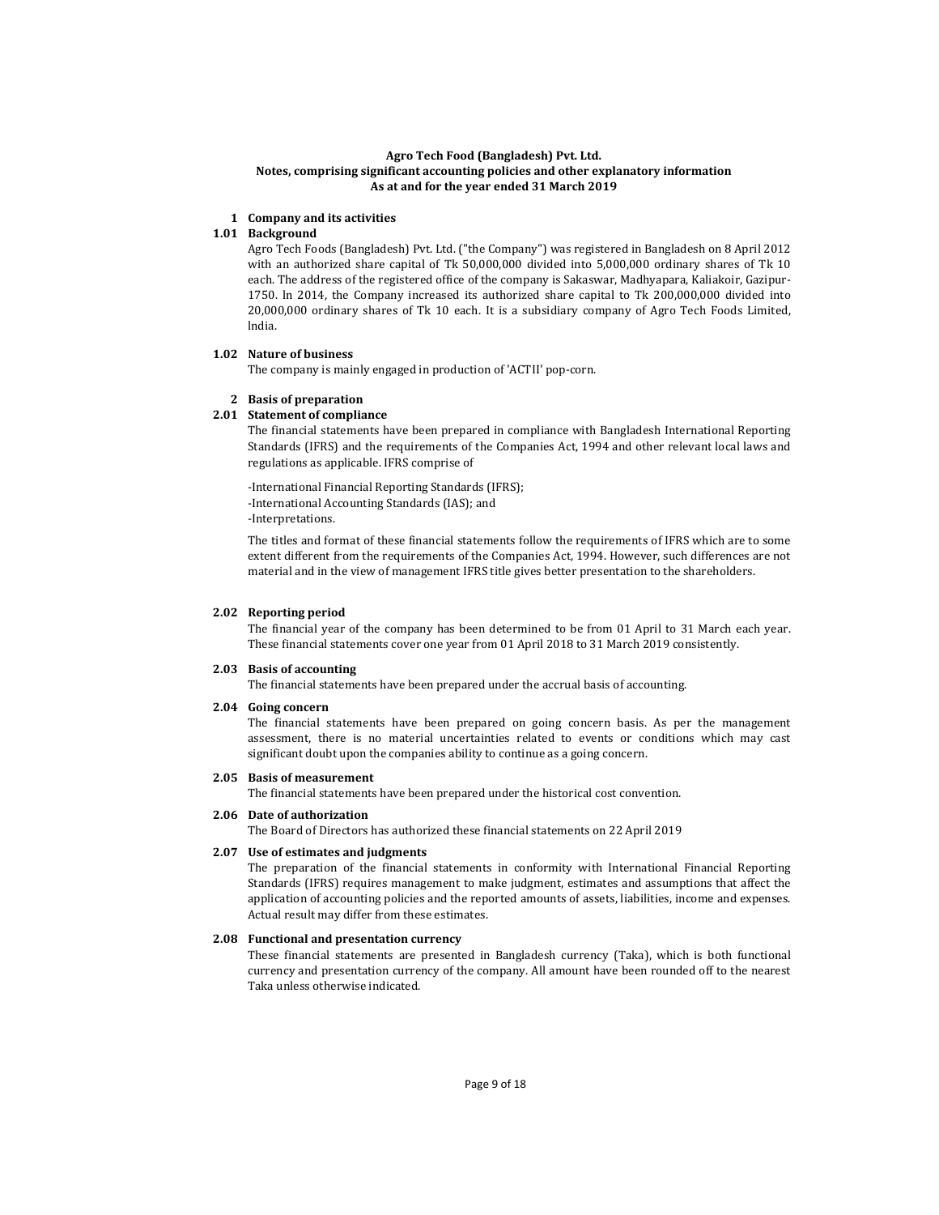**Agro Tech Food (Bangladesh) Pvt. Ltd.**
**Notes, comprising significant accounting policies and other explanatory information**
**As at and for the year ended 31 March 2019**

## 1 Company and its activities

### 1.01 Background

Agro Tech Foods (Bangladesh) Pvt. Ltd. ("the Company") was registered in Bangladesh on 8 April 2012 with an authorized share capital of Tk 50,000,000 divided into 5,000,000 ordinary shares of Tk 10 each. The address of the registered office of the company is Sakaswar, Madhyapara, Kaliakoir, Gazipur-1750. ln 2014, the Company increased its authorized share capital to Tk 200,000,000 divided into 20,000,000 ordinary shares of Tk 10 each. It is a subsidiary company of Agro Tech Foods Limited, lndia.

### 1.02 Nature of business

The company is mainly engaged in production of 'ACTII' pop-corn.

## 2 Basis of preparation

### 2.01 Statement of compliance

The financial statements have been prepared in compliance with Bangladesh International Reporting Standards (IFRS) and the requirements of the Companies Act, 1994 and other relevant local laws and regulations as applicable. IFRS comprise of

-International Financial Reporting Standards (IFRS);
-International Accounting Standards (IAS); and
-Interpretations.

The titles and format of these financial statements follow the requirements of IFRS which are to some extent different from the requirements of the Companies Act, 1994. However, such differences are not material and in the view of management IFRS title gives better presentation to the shareholders.

### 2.02 Reporting period

The financial year of the company has been determined to be from 01 April to 31 March each year. These financial statements cover one year from 01 April 2018 to 31 March 2019 consistently.

### 2.03 Basis of accounting

The financial statements have been prepared under the accrual basis of accounting.

### 2.04 Going concern

The financial statements have been prepared on going concern basis. As per the management assessment, there is no material uncertainties related to events or conditions which may cast significant doubt upon the companies ability to continue as a going concern.

### 2.05 Basis of measurement

The financial statements have been prepared under the historical cost convention.

### 2.06 Date of authorization

The Board of Directors has authorized these financial statements on 22 April 2019

### 2.07 Use of estimates and judgments

The preparation of the financial statements in conformity with International Financial Reporting Standards (IFRS) requires management to make judgment, estimates and assumptions that affect the application of accounting policies and the reported amounts of assets, liabilities, income and expenses. Actual result may differ from these estimates.

### 2.08 Functional and presentation currency

These financial statements are presented in Bangladesh currency (Taka), which is both functional currency and presentation currency of the company. All amount have been rounded off to the nearest Taka unless otherwise indicated.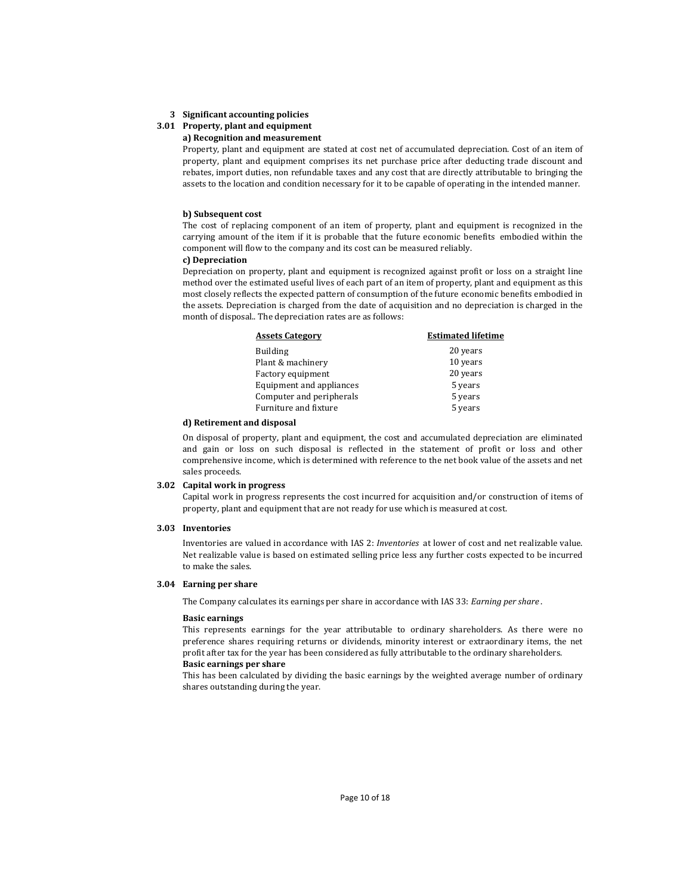## 3 Significant accounting policies

### 3.01 Property, plant and equipment

**a) Recognition and measurement**

Property, plant and equipment are stated at cost net of accumulated depreciation. Cost of an item of property, plant and equipment comprises its net purchase price after deducting trade discount and rebates, import duties, non refundable taxes and any cost that are directly attributable to bringing the assets to the location and condition necessary for it to be capable of operating in the intended manner.

**b) Subsequent cost**

The cost of replacing component of an item of property, plant and equipment is recognized in the carrying amount of the item if it is probable that the future economic benefits embodied within the component will flow to the company and its cost can be measured reliably.

**c) Depreciation**

Depreciation on property, plant and equipment is recognized against profit or loss on a straight line method over the estimated useful lives of each part of an item of property, plant and equipment as this most closely reflects the expected pattern of consumption of the future economic benefits embodied in the assets. Depreciation is charged from the date of acquisition and no depreciation is charged in the month of disposal.. The depreciation rates are as follows:

| Assets Category | Estimated lifetime |
|---|---|
| Building | 20 years |
| Plant & machinery | 10 years |
| Factory equipment | 20 years |
| Equipment and appliances | 5 years |
| Computer and peripherals | 5 years |
| Furniture and fixture | 5 years |

**d) Retirement and disposal**

On disposal of property, plant and equipment, the cost and accumulated depreciation are eliminated and gain or loss on such disposal is reflected in the statement of profit or loss and other comprehensive income, which is determined with reference to the net book value of the assets and net sales proceeds.

### 3.02 Capital work in progress

Capital work in progress represents the cost incurred for acquisition and/or construction of items of property, plant and equipment that are not ready for use which is measured at cost.

### 3.03 Inventories

Inventories are valued in accordance with IAS 2: *Inventories* at lower of cost and net realizable value. Net realizable value is based on estimated selling price less any further costs expected to be incurred to make the sales.

### 3.04 Earning per share

The Company calculates its earnings per share in accordance with IAS 33: *Earning per share*.

**Basic earnings**

This represents earnings for the year attributable to ordinary shareholders. As there were no preference shares requiring returns or dividends, minority interest or extraordinary items, the net profit after tax for the year has been considered as fully attributable to the ordinary shareholders.

**Basic earnings per share**

This has been calculated by dividing the basic earnings by the weighted average number of ordinary shares outstanding during the year.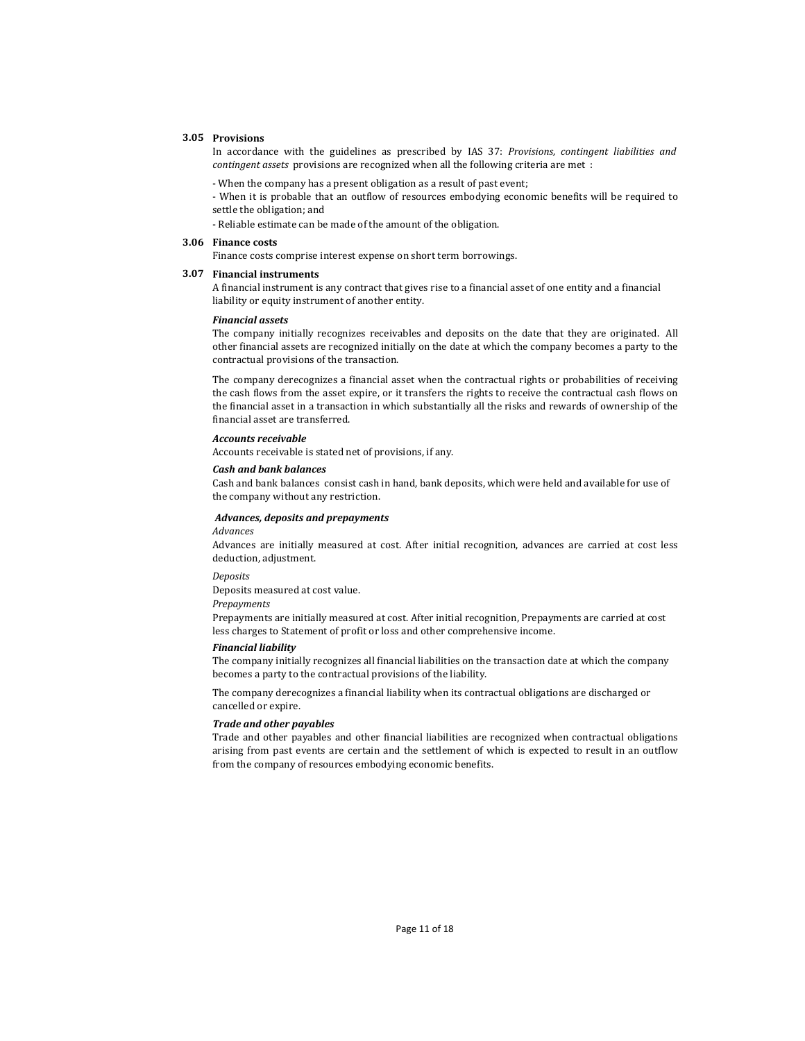### 3.05 Provisions

In accordance with the guidelines as prescribed by IAS 37: *Provisions, contingent liabilities and contingent assets* provisions are recognized when all the following criteria are met :

- When the company has a present obligation as a result of past event;
- When it is probable that an outflow of resources embodying economic benefits will be required to settle the obligation; and
- Reliable estimate can be made of the amount of the obligation.

### 3.06 Finance costs

Finance costs comprise interest expense on short term borrowings.

### 3.07 Financial instruments

A financial instrument is any contract that gives rise to a financial asset of one entity and a financial liability or equity instrument of another entity.

***Financial assets***

The company initially recognizes receivables and deposits on the date that they are originated. All other financial assets are recognized initially on the date at which the company becomes a party to the contractual provisions of the transaction.

The company derecognizes a financial asset when the contractual rights or probabilities of receiving the cash flows from the asset expire, or it transfers the rights to receive the contractual cash flows on the financial asset in a transaction in which substantially all the risks and rewards of ownership of the financial asset are transferred.

***Accounts receivable***

Accounts receivable is stated net of provisions, if any.

***Cash and bank balances***

Cash and bank balances consist cash in hand, bank deposits, which were held and available for use of the company without any restriction.

***Advances, deposits and prepayments***

*Advances*

Advances are initially measured at cost. After initial recognition, advances are carried at cost less deduction, adjustment.

*Deposits*

Deposits measured at cost value.

*Prepayments*

Prepayments are initially measured at cost. After initial recognition, Prepayments are carried at cost less charges to Statement of profit or loss and other comprehensive income.

***Financial liability***

The company initially recognizes all financial liabilities on the transaction date at which the company becomes a party to the contractual provisions of the liability.

The company derecognizes a financial liability when its contractual obligations are discharged or cancelled or expire.

***Trade and other payables***

Trade and other payables and other financial liabilities are recognized when contractual obligations arising from past events are certain and the settlement of which is expected to result in an outflow from the company of resources embodying economic benefits.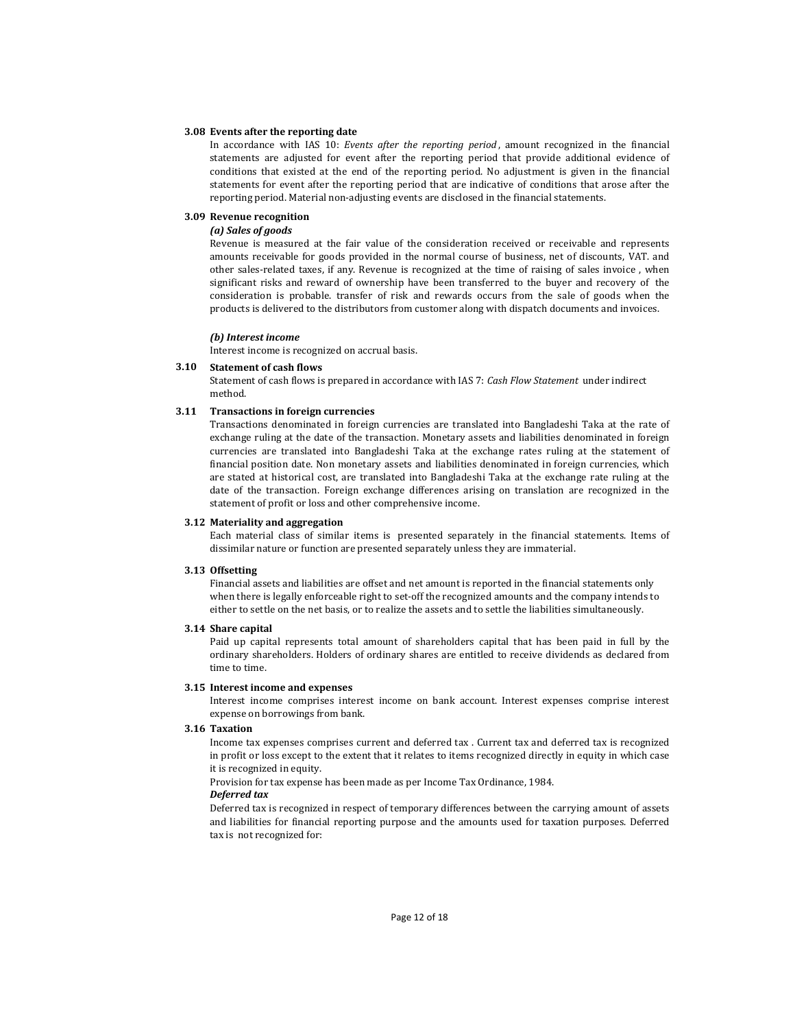### 3.08 Events after the reporting date

In accordance with IAS 10: *Events after the reporting period*, amount recognized in the financial statements are adjusted for event after the reporting period that provide additional evidence of conditions that existed at the end of the reporting period. No adjustment is given in the financial statements for event after the reporting period that are indicative of conditions that arose after the reporting period. Material non-adjusting events are disclosed in the financial statements.

### 3.09 Revenue recognition

***(a) Sales of goods***

Revenue is measured at the fair value of the consideration received or receivable and represents amounts receivable for goods provided in the normal course of business, net of discounts, VAT. and other sales-related taxes, if any. Revenue is recognized at the time of raising of sales invoice , when significant risks and reward of ownership have been transferred to the buyer and recovery of the consideration is probable. transfer of risk and rewards occurs from the sale of goods when the products is delivered to the distributors from customer along with dispatch documents and invoices.

***(b) Interest income***

Interest income is recognized on accrual basis.

### 3.10 Statement of cash flows

Statement of cash flows is prepared in accordance with IAS 7: *Cash Flow Statement* under indirect method.

### 3.11 Transactions in foreign currencies

Transactions denominated in foreign currencies are translated into Bangladeshi Taka at the rate of exchange ruling at the date of the transaction. Monetary assets and liabilities denominated in foreign currencies are translated into Bangladeshi Taka at the exchange rates ruling at the statement of financial position date. Non monetary assets and liabilities denominated in foreign currencies, which are stated at historical cost, are translated into Bangladeshi Taka at the exchange rate ruling at the date of the transaction. Foreign exchange differences arising on translation are recognized in the statement of profit or loss and other comprehensive income.

### 3.12 Materiality and aggregation

Each material class of similar items is presented separately in the financial statements. Items of dissimilar nature or function are presented separately unless they are immaterial.

### 3.13 Offsetting

Financial assets and liabilities are offset and net amount is reported in the financial statements only when there is legally enforceable right to set-off the recognized amounts and the company intends to either to settle on the net basis, or to realize the assets and to settle the liabilities simultaneously.

### 3.14 Share capital

Paid up capital represents total amount of shareholders capital that has been paid in full by the ordinary shareholders. Holders of ordinary shares are entitled to receive dividends as declared from time to time.

### 3.15 Interest income and expenses

Interest income comprises interest income on bank account. Interest expenses comprise interest expense on borrowings from bank.

### 3.16 Taxation

Income tax expenses comprises current and deferred tax . Current tax and deferred tax is recognized in profit or loss except to the extent that it relates to items recognized directly in equity in which case it is recognized in equity.

Provision for tax expense has been made as per Income Tax Ordinance, 1984.

***Deferred tax***

Deferred tax is recognized in respect of temporary differences between the carrying amount of assets and liabilities for financial reporting purpose and the amounts used for taxation purposes. Deferred tax is not recognized for: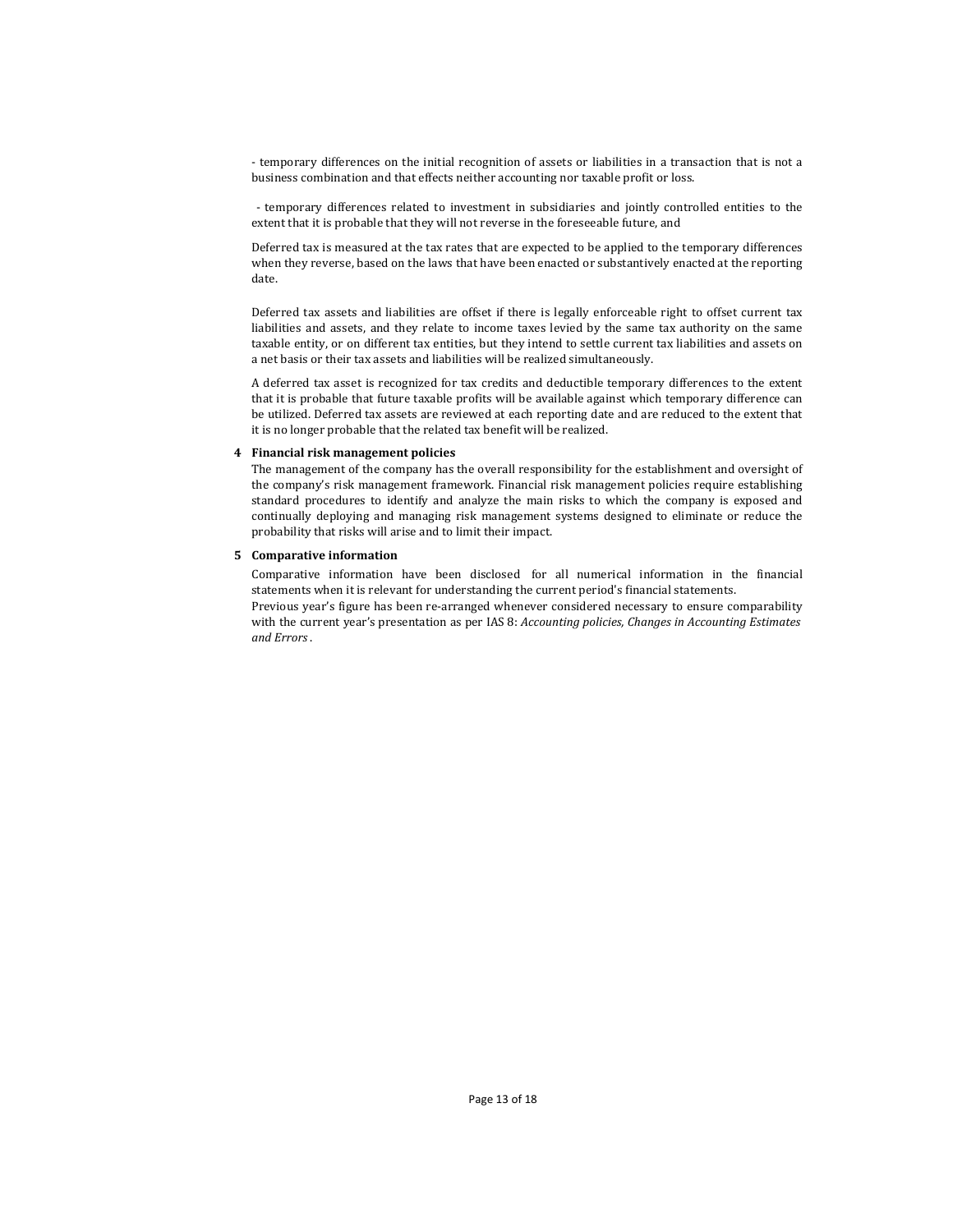- temporary differences on the initial recognition of assets or liabilities in a transaction that is not a business combination and that effects neither accounting nor taxable profit or loss.

- temporary differences related to investment in subsidiaries and jointly controlled entities to the extent that it is probable that they will not reverse in the foreseeable future, and

Deferred tax is measured at the tax rates that are expected to be applied to the temporary differences when they reverse, based on the laws that have been enacted or substantively enacted at the reporting date.

Deferred tax assets and liabilities are offset if there is legally enforceable right to offset current tax liabilities and assets, and they relate to income taxes levied by the same tax authority on the same taxable entity, or on different tax entities, but they intend to settle current tax liabilities and assets on a net basis or their tax assets and liabilities will be realized simultaneously.

A deferred tax asset is recognized for tax credits and deductible temporary differences to the extent that it is probable that future taxable profits will be available against which temporary difference can be utilized. Deferred tax assets are reviewed at each reporting date and are reduced to the extent that it is no longer probable that the related tax benefit will be realized.

**4 Financial risk management policies**

The management of the company has the overall responsibility for the establishment and oversight of the company's risk management framework. Financial risk management policies require establishing standard procedures to identify and analyze the main risks to which the company is exposed and continually deploying and managing risk management systems designed to eliminate or reduce the probability that risks will arise and to limit their impact.

**5 Comparative information**

Comparative information have been disclosed for all numerical information in the financial statements when it is relevant for understanding the current period's financial statements.

Previous year's figure has been re-arranged whenever considered necessary to ensure comparability with the current year's presentation as per IAS 8: *Accounting policies, Changes in Accounting Estimates and Errors*.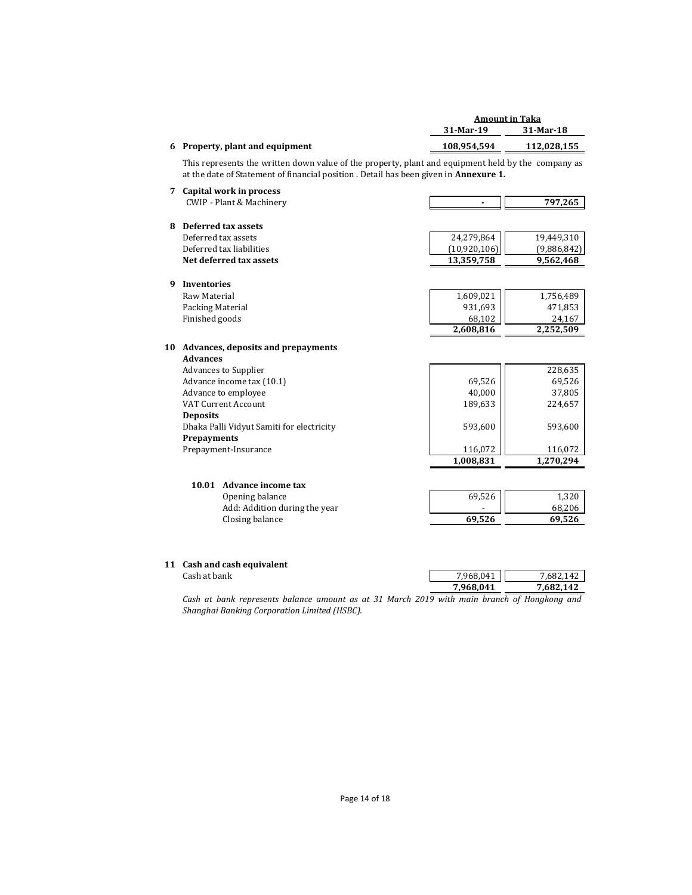| | | Amount in Taka | |
|---|---|---|---|
| | | **31-Mar-19** | **31-Mar-18** |
| **6** | **Property, plant and equipment** | **108,954,594** | **112,028,155** |

This represents the written down value of the property, plant and equipment held by the company as at the date of Statement of financial position . Detail has been given in **Annexure 1.**

| | | 31-Mar-19 | 31-Mar-18 |
|---|---|---|---|
| **7** | **Capital work in process** | | |
| | CWIP - Plant & Machinery | - | **797,265** |
| **8** | **Deferred tax assets** | | |
| | Deferred tax assets | 24,279,864 | 19,449,310 |
| | Deferred tax liabilities | (10,920,106) | (9,886,842) |
| | **Net deferred tax assets** | **13,359,758** | **9,562,468** |
| **9** | **Inventories** | | |
| | Raw Material | 1,609,021 | 1,756,489 |
| | Packing Material | 931,693 | 471,853 |
| | Finished goods | 68,102 | 24,167 |
| | | **2,608,816** | **2,252,509** |
| **10** | **Advances, deposits and prepayments** | | |
| | **Advances** | | |
| | Advances to Supplier | | 228,635 |
| | Advance income tax (10.1) | 69,526 | 69,526 |
| | Advance to employee | 40,000 | 37,805 |
| | VAT Current Account | 189,633 | 224,657 |
| | **Deposits** | | |
| | Dhaka Palli Vidyut Samiti for electricity | 593,600 | 593,600 |
| | **Prepayments** | | |
| | Prepayment-Insurance | 116,072 | 116,072 |
| | | **1,008,831** | **1,270,294** |

| | | 31-Mar-19 | 31-Mar-18 |
|---|---|---|---|
| **10.01** | **Advance income tax** | | |
| | Opening balance | 69,526 | 1,320 |
| | Add: Addition during the year | - | 68,206 |
| | Closing balance | **69,526** | **69,526** |

| | | 31-Mar-19 | 31-Mar-18 |
|---|---|---|---|
| **11** | **Cash and cash equivalent** | | |
| | Cash at bank | 7,968,041 | 7,682,142 |
| | | **7,968,041** | **7,682,142** |

*Cash at bank represents balance amount as at 31 March 2019 with main branch of Hongkong and Shanghai Banking Corporation Limited (HSBC).*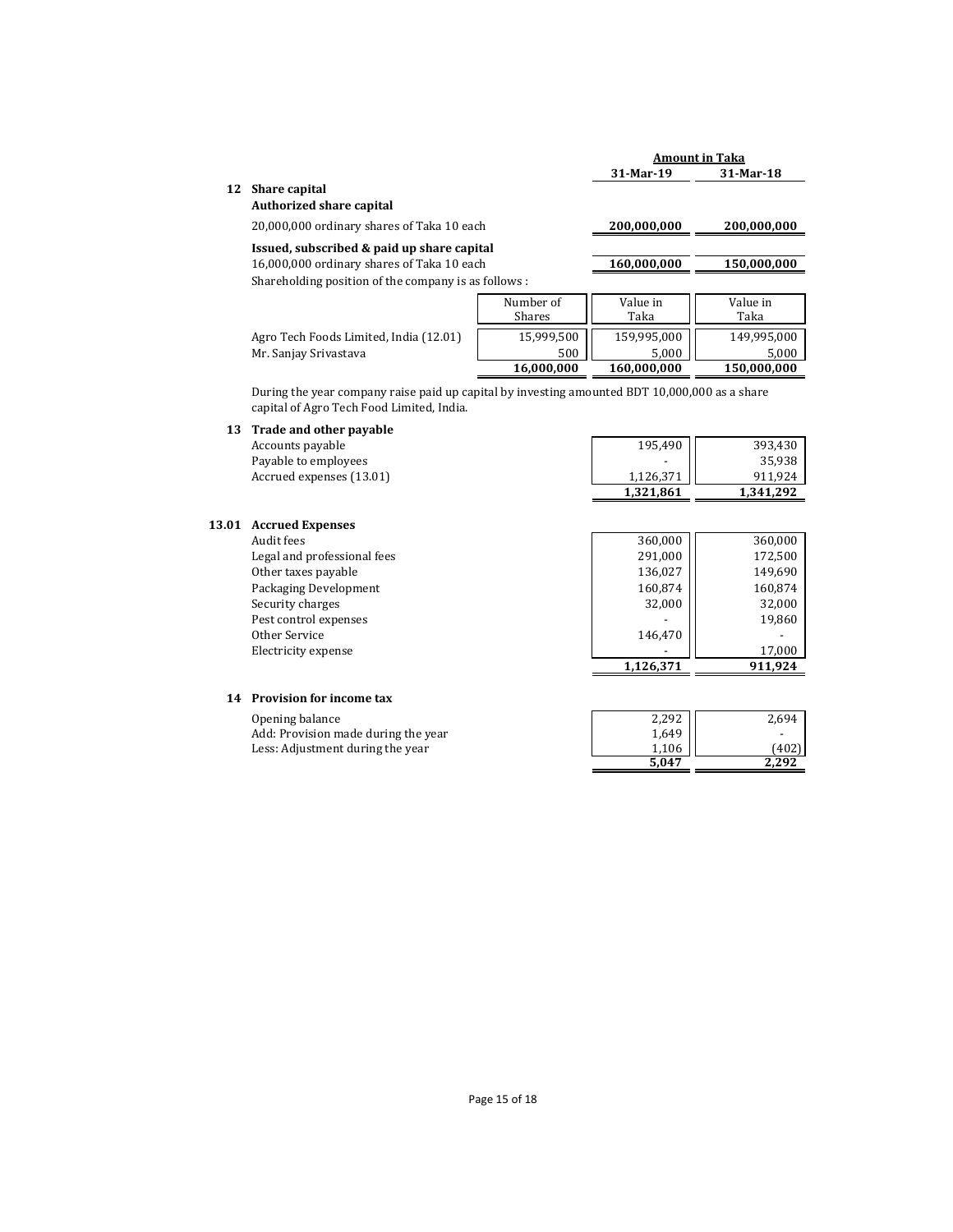| | | Amount in Taka | |
|---|---|---|---|
| | | **31-Mar-19** | **31-Mar-18** |

## 12 Share capital

**Authorized share capital**

| | | 31-Mar-19 | 31-Mar-18 |
|---|---|---|---|
| 20,000,000 ordinary shares of Taka 10 each | | **200,000,000** | **200,000,000** |

**Issued, subscribed & paid up share capital**

| | | 31-Mar-19 | 31-Mar-18 |
|---|---|---|---|
| 16,000,000 ordinary shares of Taka 10 each | | **160,000,000** | **150,000,000** |

Shareholding position of the company is as follows :

| | Number of Shares | Value in Taka | Value in Taka |
|---|---|---|---|
| Agro Tech Foods Limited, India (12.01) | 15,999,500 | 159,995,000 | 149,995,000 |
| Mr. Sanjay Srivastava | 500 | 5,000 | 5,000 |
| | **16,000,000** | **160,000,000** | **150,000,000** |

During the year company raise paid up capital by investing amounted BDT 10,000,000 as a share capital of Agro Tech Food Limited, India.

## 13 Trade and other payable

| | 31-Mar-19 | 31-Mar-18 |
|---|---|---|
| Accounts payable | 195,490 | 393,430 |
| Payable to employees | - | 35,938 |
| Accrued expenses (13.01) | 1,126,371 | 911,924 |
| | **1,321,861** | **1,341,292** |

### 13.01 Accrued Expenses

| | 31-Mar-19 | 31-Mar-18 |
|---|---|---|
| Audit fees | 360,000 | 360,000 |
| Legal and professional fees | 291,000 | 172,500 |
| Other taxes payable | 136,027 | 149,690 |
| Packaging Development | 160,874 | 160,874 |
| Security charges | 32,000 | 32,000 |
| Pest control expenses | - | 19,860 |
| Other Service | 146,470 | - |
| Electricity expense | - | 17,000 |
| | **1,126,371** | **911,924** |

## 14 Provision for income tax

| | 31-Mar-19 | 31-Mar-18 |
|---|---|---|
| Opening balance | 2,292 | 2,694 |
| Add: Provision made during the year | 1,649 | - |
| Less: Adjustment during the year | 1,106 | (402) |
| | **5,047** | **2,292** |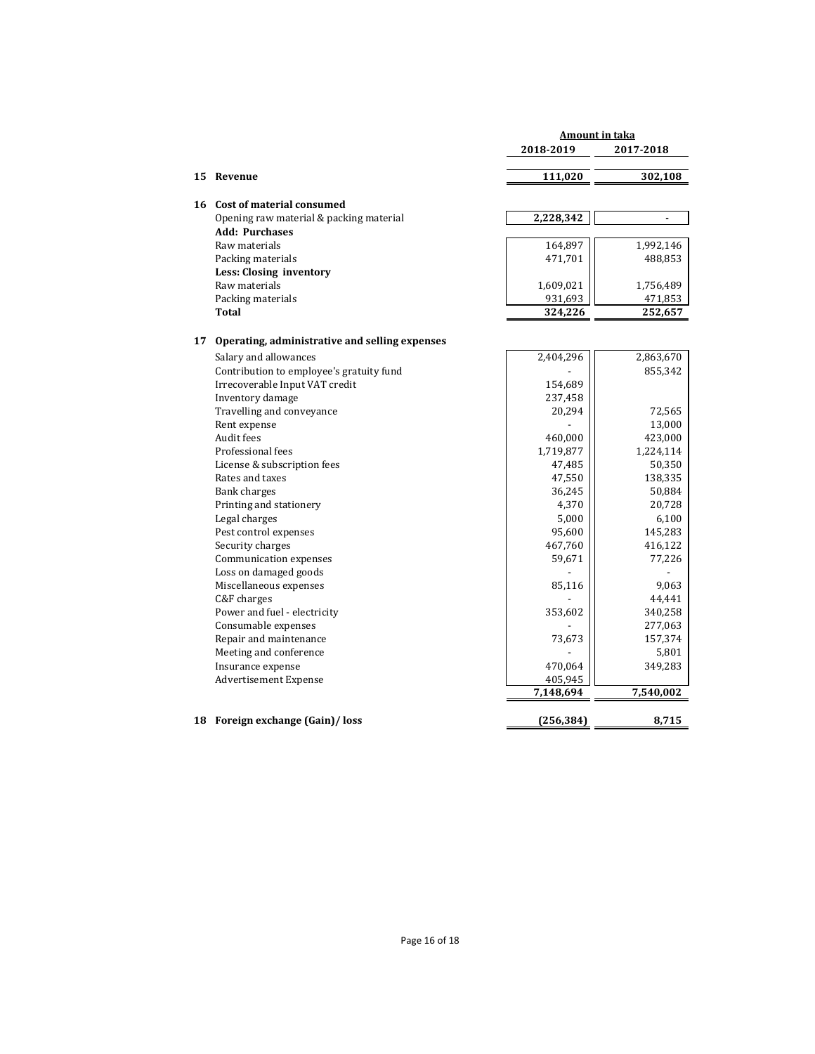| | | Amount in taka | |
|---|---|---|---|
| | | **2018-2019** | **2017-2018** |
| **15** | **Revenue** | **111,020** | **302,108** |
| **16** | **Cost of material consumed** | | |
| | Opening raw material & packing material | **2,228,342** | **-** |
| | **Add: Purchases** | | |
| | Raw materials | 164,897 | 1,992,146 |
| | Packing materials | 471,701 | 488,853 |
| | **Less: Closing inventory** | | |
| | Raw materials | 1,609,021 | 1,756,489 |
| | Packing materials | 931,693 | 471,853 |
| | **Total** | **324,226** | **252,657** |
| **17** | **Operating, administrative and selling expenses** | | |
| | Salary and allowances | 2,404,296 | 2,863,670 |
| | Contribution to employee's gratuity fund | - | 855,342 |
| | Irrecoverable Input VAT credit | 154,689 | |
| | Inventory damage | 237,458 | |
| | Travelling and conveyance | 20,294 | 72,565 |
| | Rent expense | - | 13,000 |
| | Audit fees | 460,000 | 423,000 |
| | Professional fees | 1,719,877 | 1,224,114 |
| | License & subscription fees | 47,485 | 50,350 |
| | Rates and taxes | 47,550 | 138,335 |
| | Bank charges | 36,245 | 50,884 |
| | Printing and stationery | 4,370 | 20,728 |
| | Legal charges | 5,000 | 6,100 |
| | Pest control expenses | 95,600 | 145,283 |
| | Security charges | 467,760 | 416,122 |
| | Communication expenses | 59,671 | 77,226 |
| | Loss on damaged goods | - | - |
| | Miscellaneous expenses | 85,116 | 9,063 |
| | C&F charges | - | 44,441 |
| | Power and fuel - electricity | 353,602 | 340,258 |
| | Consumable expenses | - | 277,063 |
| | Repair and maintenance | 73,673 | 157,374 |
| | Meeting and conference | - | 5,801 |
| | Insurance expense | 470,064 | 349,283 |
| | Advertisement Expense | 405,945 | |
| | | **7,148,694** | **7,540,002** |
| **18** | **Foreign exchange (Gain)/ loss** | **(256,384)** | **8,715** |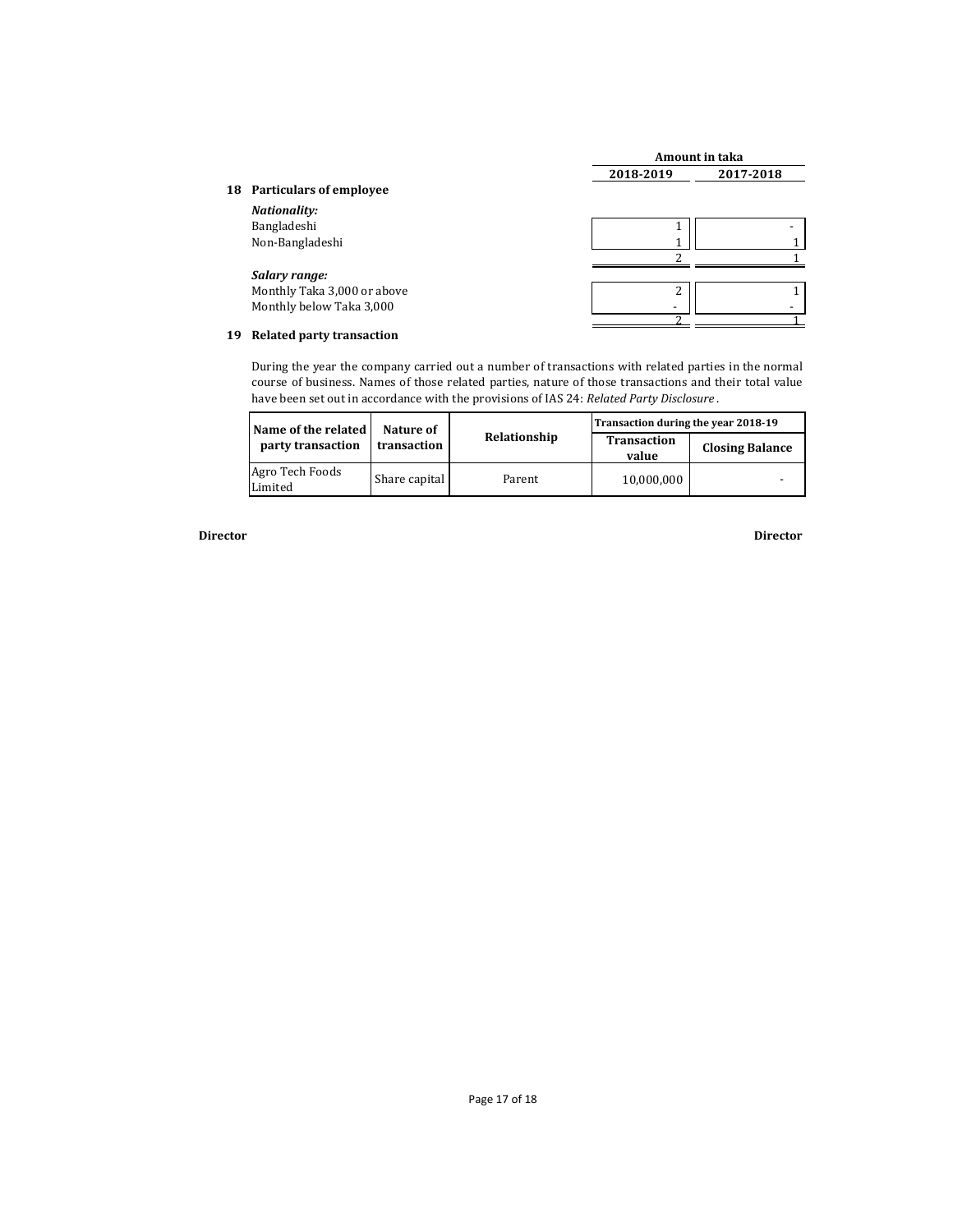| | Amount in taka | |
|---|---|---|
| | 2018-2019 | 2017-2018 |
| **18 Particulars of employee** | | |
| ***Nationality:*** | | |
| Bangladeshi | 1 | - |
| Non-Bangladeshi | 1 | 1 |
| | 2 | 1 |
| ***Salary range:*** | | |
| Monthly Taka 3,000 or above | 2 | 1 |
| Monthly below Taka 3,000 | - | - |
| | 2 | 1 |

**19 Related party transaction**

During the year the company carried out a number of transactions with related parties in the normal course of business. Names of those related parties, nature of those transactions and their total value have been set out in accordance with the provisions of IAS 24: *Related Party Disclosure*.

| Name of the related party transaction | Nature of transaction | Relationship | Transaction during the year 2018-19 | |
|---|---|---|---|---|
| | | | Transaction value | Closing Balance |
| Agro Tech Foods Limited | Share capital | Parent | 10,000,000 | - |

**Director** **Director**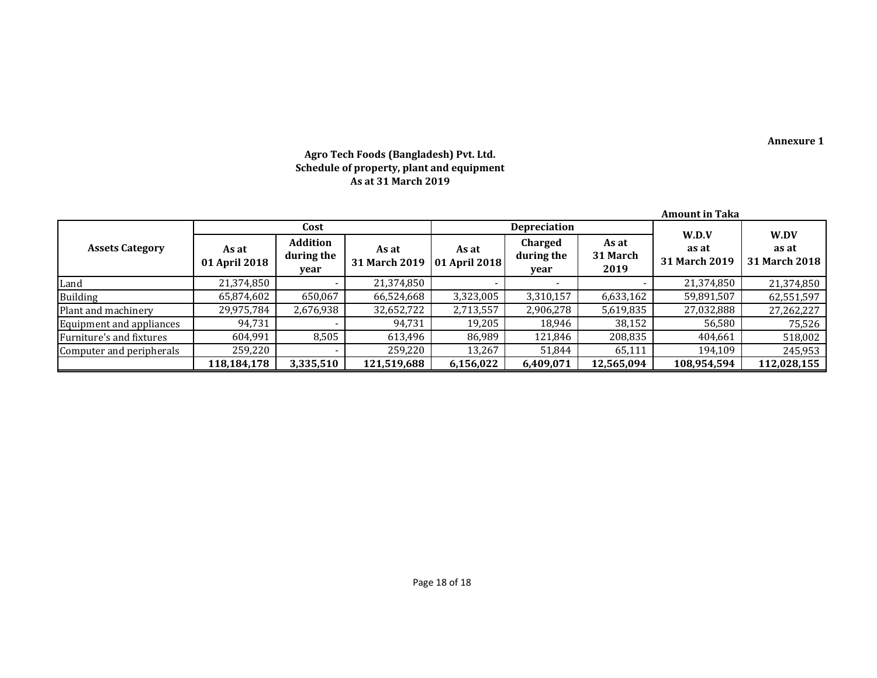Annexure 1

**Agro Tech Foods (Bangladesh) Pvt. Ltd.**
**Schedule of property, plant and equipment**
**As at 31 March 2019**

**Amount in Taka**

| Assets Category | Cost | | | Depreciation | | | W.D.V as at 31 March 2019 | W.DV as at 31 March 2018 |
|---|---|---|---|---|---|---|---|---|
| | As at 01 April 2018 | Addition during the year | As at 31 March 2019 | As at 01 April 2018 | Charged during the year | As at 31 March 2019 | | |
| Land | 21,374,850 | - | 21,374,850 | - | - | - | 21,374,850 | 21,374,850 |
| Building | 65,874,602 | 650,067 | 66,524,668 | 3,323,005 | 3,310,157 | 6,633,162 | 59,891,507 | 62,551,597 |
| Plant and machinery | 29,975,784 | 2,676,938 | 32,652,722 | 2,713,557 | 2,906,278 | 5,619,835 | 27,032,888 | 27,262,227 |
| Equipment and appliances | 94,731 | - | 94,731 | 19,205 | 18,946 | 38,152 | 56,580 | 75,526 |
| Furniture's and fixtures | 604,991 | 8,505 | 613,496 | 86,989 | 121,846 | 208,835 | 404,661 | 518,002 |
| Computer and peripherals | 259,220 | - | 259,220 | 13,267 | 51,844 | 65,111 | 194,109 | 245,953 |
| | **118,184,178** | **3,335,510** | **121,519,688** | **6,156,022** | **6,409,071** | **12,565,094** | **108,954,594** | **112,028,155** |